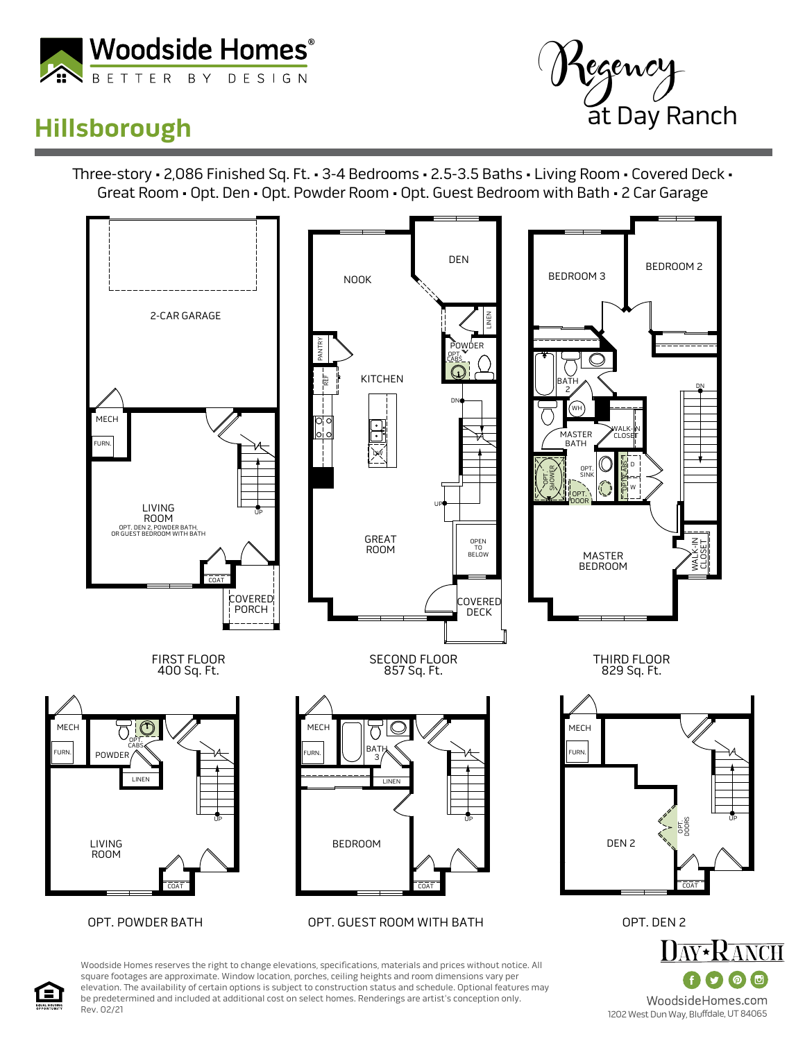# Woodside Homes®

BETTER BY DESIGN

Regency at Day Ranch

## Hillsborough

Three-story • 2,086 Finished Sq. Ft. • 3-4 Bedrooms • 2.5-3.5 Baths • Living Room • Covered Deck • Great Room • Opt. Den • Opt. Powder Room • Opt. Guest Bedroom with Bath • 2 Car Garage

2-CAR GARAGE

MECH

FURN.

LIVING ROOM

OPT. DEN 2, POWDER BATH, OR GUEST BEDROOM WITH BATH

UP

COAT

COVERED PORCH

FIRST FLOOR
400 Sq. Ft.

NOOK

DEN

PANTRY

REF

KITCHEN

LINEN

POWDER

OPT. CABS

DW

DN

UP

GREAT ROOM

OPEN TO BELOW

COVERED DECK

SECOND FLOOR
857 Sq. Ft.

BEDROOM 3

BEDROOM 2

BATH 2

WH

MASTER BATH

WALK-IN CLOSET

OPT. SHOWER

OPT. SINK

OPT. DOOR

OPT. CABS

D

W

DN

MASTER BEDROOM

WALK-IN CLOSET

THIRD FLOOR
829 Sq. Ft.

MECH

FURN.

POWDER

OPT. CABS

LINEN

LIVING ROOM

UP

COAT

OPT. POWDER BATH

MECH

FURN.

BATH 3

LINEN

BEDROOM

UP

COAT

OPT. GUEST ROOM WITH BATH

MECH

FURN.

DEN 2

OPT. DOORS

UP

COAT

OPT. DEN 2

Woodside Homes reserves the right to change elevations, specifications, materials and prices without notice. All square footages are approximate. Window location, porches, ceiling heights and room dimensions vary per elevation. The availability of certain options is subject to construction status and schedule. Optional features may be predetermined and included at additional cost on select homes. Renderings are artist's conception only.
Rev. 02/21

EQUAL HOUSING OPPORTUNITY

DAY★RANCH

WoodsideHomes.com

1202 West Dun Way, Bluffdale, UT 84065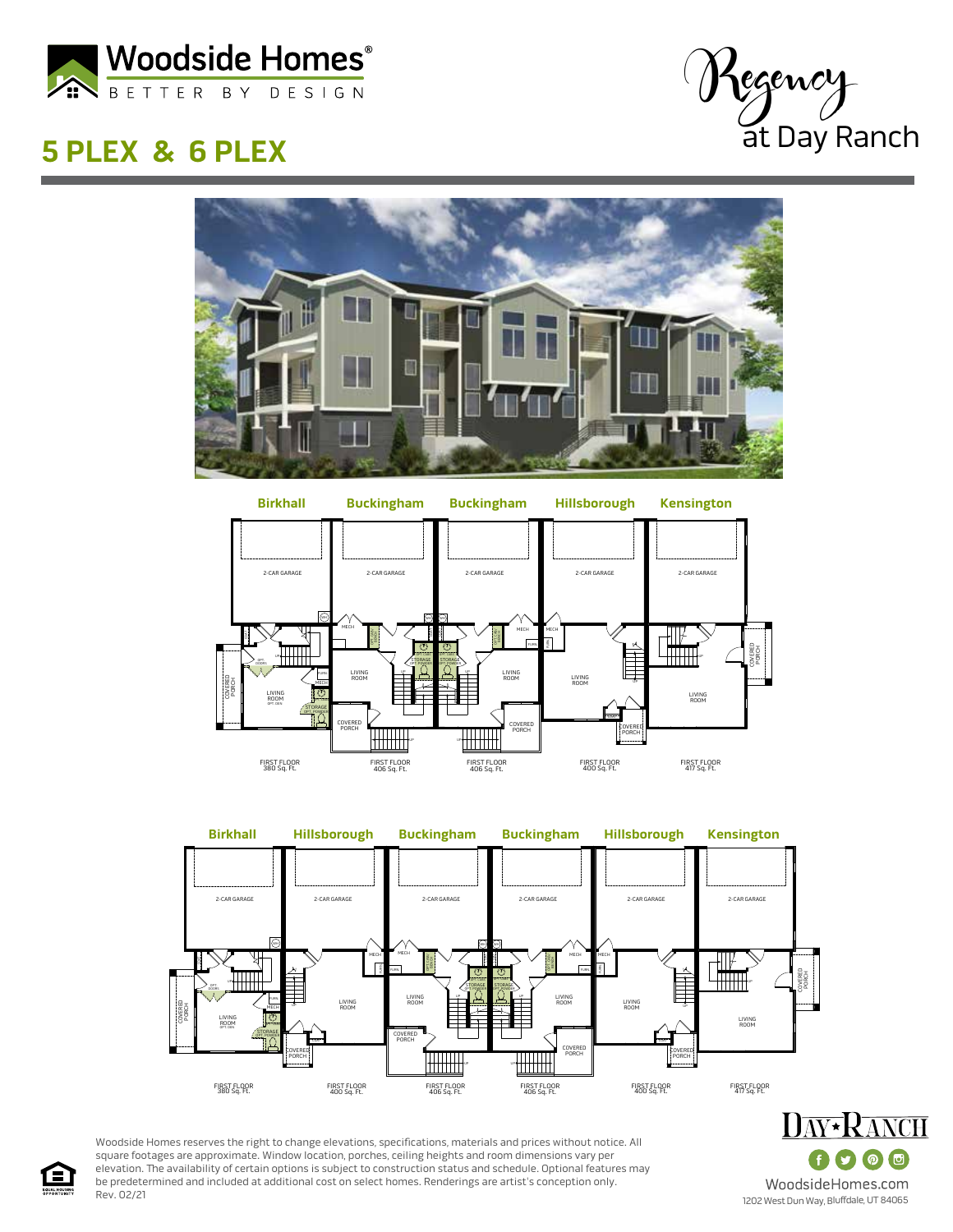Woodside Homes®
BETTER BY DESIGN

Regency at Day Ranch

# 5 PLEX & 6 PLEX

Birkhall | Buckingham | Buckingham | Hillsborough | Kensington

2-CAR GARAGE

LIVING ROOM

COVERED PORCH

FIRST FLOOR
380 Sq. Ft.

FIRST FLOOR
406 Sq. Ft.

FIRST FLOOR
406 Sq. Ft.

FIRST FLOOR
400 Sq. Ft.

FIRST FLOOR
417 Sq. Ft.

Birkhall | Hillsborough | Buckingham | Buckingham | Hillsborough | Kensington

FIRST FLOOR
380 Sq. Ft.

FIRST FLOOR
400 Sq. Ft.

FIRST FLOOR
406 Sq. Ft.

FIRST FLOOR
406 Sq. Ft.

FIRST FLOOR
400 Sq. Ft.

FIRST FLOOR
417 Sq. Ft.

Woodside Homes reserves the right to change elevations, specifications, materials and prices without notice. All square footages are approximate. Window location, porches, ceiling heights and room dimensions vary per elevation. The availability of certain options is subject to construction status and schedule. Optional features may be predetermined and included at additional cost on select homes. Renderings are artist's conception only.
Rev. 02/21

DAY★RANCH

WoodsideHomes.com
1202 West Dun Way, Bluffdale, UT 84065